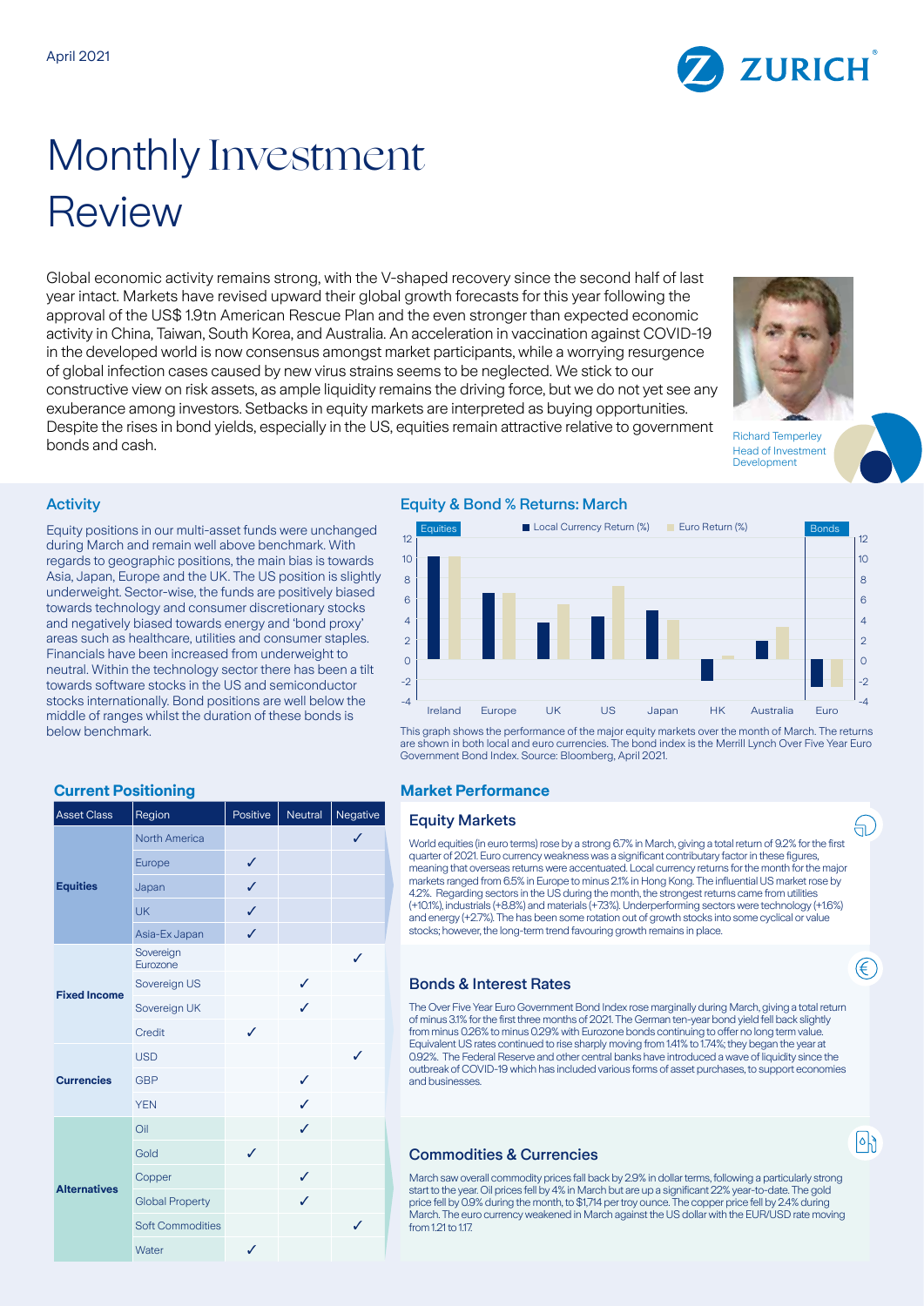April 2021

# Monthly Investment Review

Global economic activity remains strong, with the V-shaped recovery since the second half of last year intact. Markets have revised upward their global growth forecasts for this year following the approval of the US$ 1.9tn American Rescue Plan and the even stronger than expected economic activity in China, Taiwan, South Korea, and Australia. An acceleration in vaccination against COVID-19 in the developed world is now consensus amongst market participants, while a worrying resurgence of global infection cases caused by new virus strains seems to be neglected. We stick to our constructive view on risk assets, as ample liquidity remains the driving force, but we do not yet see any exuberance among investors. Setbacks in equity markets are interpreted as buying opportunities. Despite the rises in bond yields, especially in the US, equities remain attractive relative to government bonds and cash.

Richard Temperley
Head of Investment Development

## Activity

Equity positions in our multi-asset funds were unchanged during March and remain well above benchmark. With regards to geographic positions, the main bias is towards Asia, Japan, Europe and the UK. The US position is slightly underweight. Sector-wise, the funds are positively biased towards technology and consumer discretionary stocks and negatively biased towards energy and 'bond proxy' areas such as healthcare, utilities and consumer staples. Financials have been increased from underweight to neutral. Within the technology sector there has been a tilt towards software stocks in the US and semiconductor stocks internationally. Bond positions are well below the middle of ranges whilst the duration of these bonds is below benchmark.

## Equity & Bond % Returns: March

This graph shows the performance of the major equity markets over the month of March. The returns are shown in both local and euro currencies. The bond index is the Merrill Lynch Over Five Year Euro Government Bond Index. Source: Bloomberg, April 2021.

## Current Positioning

| Asset Class | Region | Positive | Neutral | Negative |
|---|---|---|---|---|
| Equities | North America | | | ✓ |
| | Europe | ✓ | | |
| | Japan | ✓ | | |
| | UK | ✓ | | |
| | Asia-Ex Japan | ✓ | | |
| Fixed Income | Sovereign Eurozone | | | ✓ |
| | Sovereign US | | ✓ | |
| | Sovereign UK | | ✓ | |
| | Credit | ✓ | | |
| Currencies | USD | | | ✓ |
| | GBP | | ✓ | |
| | YEN | | ✓ | |
| Alternatives | Oil | | ✓ | |
| | Gold | ✓ | | |
| | Copper | | ✓ | |
| | Global Property | | ✓ | |
| | Soft Commodities | | | ✓ |
| | Water | ✓ | | |

## Market Performance

### Equity Markets

World equities (in euro terms) rose by a strong 6.7% in March, giving a total return of 9.2% for the first quarter of 2021. Euro currency weakness was a significant contributary factor in these figures, meaning that overseas returns were accentuated. Local currency returns for the month for the major markets ranged from 6.5% in Europe to minus 2.1% in Hong Kong. The influential US market rose by 4.2%. Regarding sectors in the US during the month, the strongest returns came from utilities (+10.1%), industrials (+8.8%) and materials (+7.3%). Underperforming sectors were technology (+1.6%) and energy (+2.7%). The has been some rotation out of growth stocks into some cyclical or value stocks; however, the long-term trend favouring growth remains in place.

### Bonds & Interest Rates

The Over Five Year Euro Government Bond Index rose marginally during March, giving a total return of minus 3.1% for the first three months of 2021. The German ten-year bond yield fell back slightly from minus 0.26% to minus 0.29% with Eurozone bonds continuing to offer no long term value. Equivalent US rates continued to rise sharply moving from 1.41% to 1.74%; they began the year at 0.92%. The Federal Reserve and other central banks have introduced a wave of liquidity since the outbreak of COVID-19 which has included various forms of asset purchases, to support economies and businesses.

### Commodities & Currencies

March saw overall commodity prices fall back by 2.9% in dollar terms, following a particularly strong start to the year. Oil prices fell by 4% in March but are up a significant 22% year-to-date. The gold price fell by 0.9% during the month, to $1,714 per troy ounce. The copper price fell by 2.4% during March. The euro currency weakened in March against the US dollar with the EUR/USD rate moving from 1.21 to 1.17.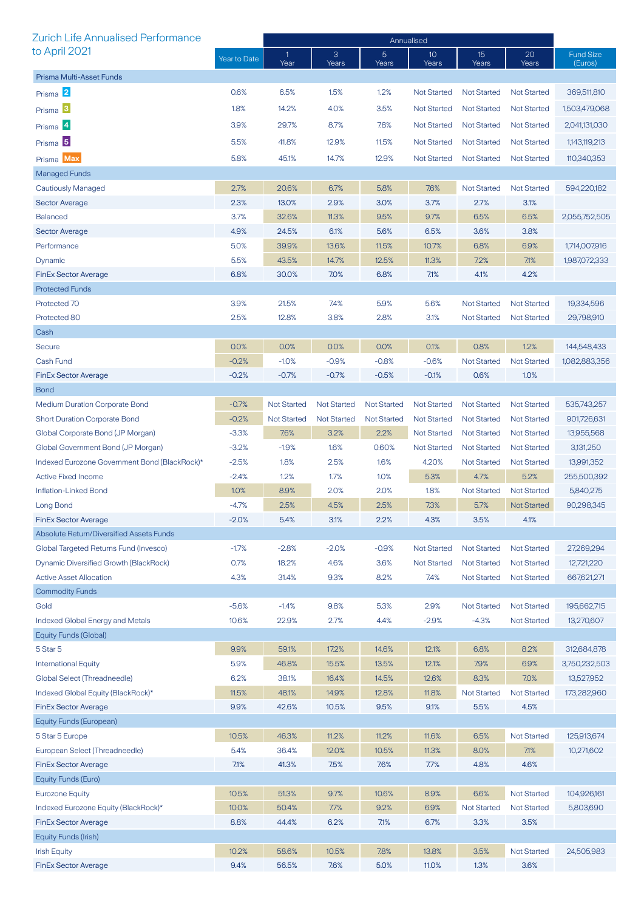# Zurich Life Annualised Performance to April 2021

| | Year to Date | Annualised | | | | | | Fund Size (Euros) |
|---|---|---|---|---|---|---|---|---|
| | | 1 Year | 3 Years | 5 Years | 10 Years | 15 Years | 20 Years | |
| **Prisma Multi-Asset Funds** | | | | | | | | |
| Prisma 2 | 0.6% | 6.5% | 1.5% | 1.2% | Not Started | Not Started | Not Started | 369,511,810 |
| Prisma 3 | 1.8% | 14.2% | 4.0% | 3.5% | Not Started | Not Started | Not Started | 1,503,479,068 |
| Prisma 4 | 3.9% | 29.7% | 8.7% | 7.8% | Not Started | Not Started | Not Started | 2,041,131,030 |
| Prisma 5 | 5.5% | 41.8% | 12.9% | 11.5% | Not Started | Not Started | Not Started | 1,143,119,213 |
| Prisma Max | 5.8% | 45.1% | 14.7% | 12.9% | Not Started | Not Started | Not Started | 110,340,353 |
| **Managed Funds** | | | | | | | | |
| Cautiously Managed | 2.7% | 20.6% | 6.7% | 5.8% | 7.6% | Not Started | Not Started | 594,220,182 |
| Sector Average | 2.3% | 13.0% | 2.9% | 3.0% | 3.7% | 2.7% | 3.1% | |
| Balanced | 3.7% | 32.6% | 11.3% | 9.5% | 9.7% | 6.5% | 6.5% | 2,055,752,505 |
| Sector Average | 4.9% | 24.5% | 6.1% | 5.6% | 6.5% | 3.6% | 3.8% | |
| Performance | 5.0% | 39.9% | 13.6% | 11.5% | 10.7% | 6.8% | 6.9% | 1,714,007,916 |
| Dynamic | 5.5% | 43.5% | 14.7% | 12.5% | 11.3% | 7.2% | 7.1% | 1,987,072,333 |
| FinEx Sector Average | 6.8% | 30.0% | 7.0% | 6.8% | 7.1% | 4.1% | 4.2% | |
| **Protected Funds** | | | | | | | | |
| Protected 70 | 3.9% | 21.5% | 7.4% | 5.9% | 5.6% | Not Started | Not Started | 19,334,596 |
| Protected 80 | 2.5% | 12.8% | 3.8% | 2.8% | 3.1% | Not Started | Not Started | 29,798,910 |
| **Cash** | | | | | | | | |
| Secure | 0.0% | 0.0% | 0.0% | 0.0% | 0.1% | 0.8% | 1.2% | 144,548,433 |
| Cash Fund | -0.2% | -1.0% | -0.9% | -0.8% | -0.6% | Not Started | Not Started | 1,082,883,356 |
| FinEx Sector Average | -0.2% | -0.7% | -0.7% | -0.5% | -0.1% | 0.6% | 1.0% | |
| **Bond** | | | | | | | | |
| Medium Duration Corporate Bond | -0.7% | Not Started | Not Started | Not Started | Not Started | Not Started | Not Started | 535,743,257 |
| Short Duration Corporate Bond | -0.2% | Not Started | Not Started | Not Started | Not Started | Not Started | Not Started | 901,726,631 |
| Global Corporate Bond (JP Morgan) | -3.3% | 7.6% | 3.2% | 2.2% | Not Started | Not Started | Not Started | 13,955,568 |
| Global Government Bond (JP Morgan) | -3.2% | -1.9% | 1.6% | 0.60% | Not Started | Not Started | Not Started | 3,131,250 |
| Indexed Eurozone Government Bond (BlackRock)* | -2.5% | 1.8% | 2.5% | 1.6% | 4.20% | Not Started | Not Started | 13,991,352 |
| Active Fixed Income | -2.4% | 1.2% | 1.7% | 1.0% | 5.3% | 4.7% | 5.2% | 255,500,392 |
| Inflation-Linked Bond | 1.0% | 8.9% | 2.0% | 2.0% | 1.8% | Not Started | Not Started | 5,840,275 |
| Long Bond | -4.7% | 2.5% | 4.5% | 2.5% | 7.3% | 5.7% | Not Started | 90,298,345 |
| FinEx Sector Average | -2.0% | 5.4% | 3.1% | 2.2% | 4.3% | 3.5% | 4.1% | |
| **Absolute Return/Diversified Assets Funds** | | | | | | | | |
| Global Targeted Returns Fund (Invesco) | -1.7% | -2.8% | -2.0% | -0.9% | Not Started | Not Started | Not Started | 27,269,294 |
| Dynamic Diversified Growth (BlackRock) | 0.7% | 18.2% | 4.6% | 3.6% | Not Started | Not Started | Not Started | 12,721,220 |
| Active Asset Allocation | 4.3% | 31.4% | 9.3% | 8.2% | 7.4% | Not Started | Not Started | 667,621,271 |
| **Commodity Funds** | | | | | | | | |
| Gold | -5.6% | -1.4% | 9.8% | 5.3% | 2.9% | Not Started | Not Started | 195,662,715 |
| Indexed Global Energy and Metals | 10.6% | 22.9% | 2.7% | 4.4% | -2.9% | -4.3% | Not Started | 13,270,607 |
| **Equity Funds (Global)** | | | | | | | | |
| 5 Star 5 | 9.9% | 59.1% | 17.2% | 14.6% | 12.1% | 6.8% | 8.2% | 312,684,878 |
| International Equity | 5.9% | 46.8% | 15.5% | 13.5% | 12.1% | 7.9% | 6.9% | 3,750,232,503 |
| Global Select (Threadneedle) | 6.2% | 38.1% | 16.4% | 14.5% | 12.6% | 8.3% | 7.0% | 13,527,952 |
| Indexed Global Equity (BlackRock)* | 11.5% | 48.1% | 14.9% | 12.8% | 11.8% | Not Started | Not Started | 173,282,960 |
| FinEx Sector Average | 9.9% | 42.6% | 10.5% | 9.5% | 9.1% | 5.5% | 4.5% | |
| **Equity Funds (European)** | | | | | | | | |
| 5 Star 5 Europe | 10.5% | 46.3% | 11.2% | 11.2% | 11.6% | 6.5% | Not Started | 125,913,674 |
| European Select (Threadneedle) | 5.4% | 36.4% | 12.0% | 10.5% | 11.3% | 8.0% | 7.1% | 10,271,602 |
| FinEx Sector Average | 7.1% | 41.3% | 7.5% | 7.6% | 7.7% | 4.8% | 4.6% | |
| **Equity Funds (Euro)** | | | | | | | | |
| Eurozone Equity | 10.5% | 51.3% | 9.7% | 10.6% | 8.9% | 6.6% | Not Started | 104,926,161 |
| Indexed Eurozone Equity (BlackRock)* | 10.0% | 50.4% | 7.7% | 9.2% | 6.9% | Not Started | Not Started | 5,803,690 |
| FinEx Sector Average | 8.8% | 44.4% | 6.2% | 7.1% | 6.7% | 3.3% | 3.5% | |
| **Equity Funds (Irish)** | | | | | | | | |
| Irish Equity | 10.2% | 58.6% | 10.5% | 7.8% | 13.8% | 3.5% | Not Started | 24,505,983 |
| FinEx Sector Average | 9.4% | 56.5% | 7.6% | 5.0% | 11.0% | 1.3% | 3.6% | |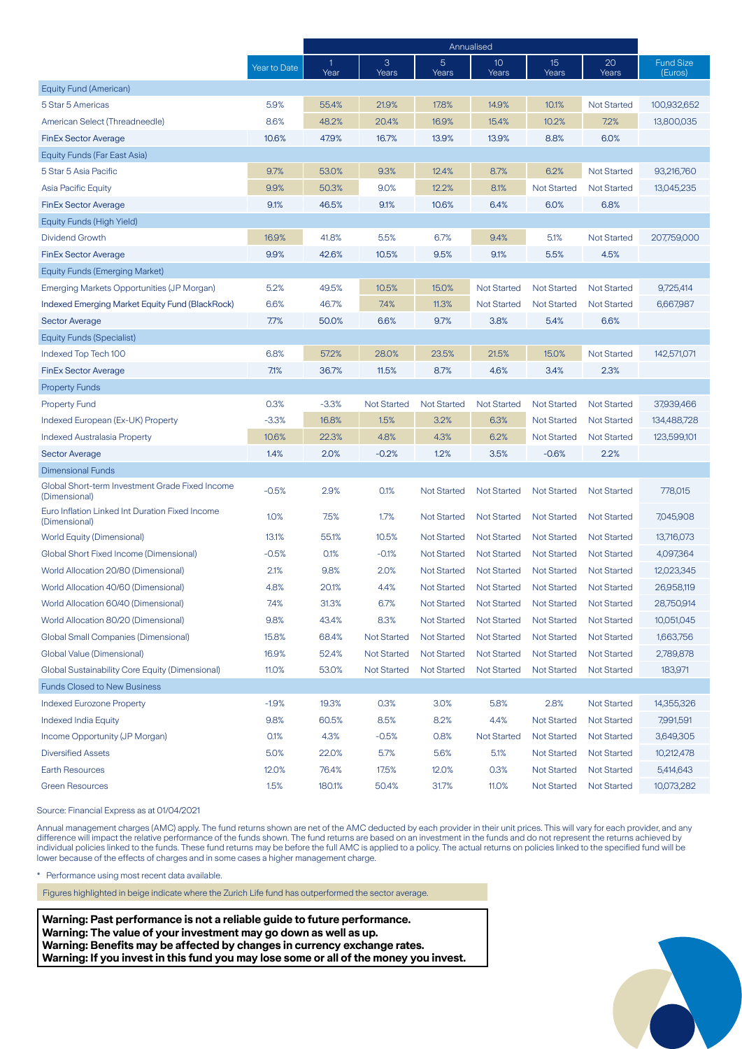| | Year to Date | Annualised 1 Year | 3 Years | 5 Years | 10 Years | 15 Years | 20 Years | Fund Size (Euros) |
|---|---|---|---|---|---|---|---|---|
| **Equity Fund (American)** | | | | | | | | |
| 5 Star 5 Americas | 5.9% | 55.4% | 21.9% | 17.8% | 14.9% | 10.1% | Not Started | 100,932,652 |
| American Select (Threadneedle) | 8.6% | 48.2% | 20.4% | 16.9% | 15.4% | 10.2% | 7.2% | 13,800,035 |
| FinEx Sector Average | 10.6% | 47.9% | 16.7% | 13.9% | 13.9% | 8.8% | 6.0% | |
| **Equity Funds (Far East Asia)** | | | | | | | | |
| 5 Star 5 Asia Pacific | 9.7% | 53.0% | 9.3% | 12.4% | 8.7% | 6.2% | Not Started | 93,216,760 |
| Asia Pacific Equity | 9.9% | 50.3% | 9.0% | 12.2% | 8.1% | Not Started | Not Started | 13,045,235 |
| FinEx Sector Average | 9.1% | 46.5% | 9.1% | 10.6% | 6.4% | 6.0% | 6.8% | |
| **Equity Funds (High Yield)** | | | | | | | | |
| Dividend Growth | 16.9% | 41.8% | 5.5% | 6.7% | 9.4% | 5.1% | Not Started | 207,759,000 |
| FinEx Sector Average | 9.9% | 42.6% | 10.5% | 9.5% | 9.1% | 5.5% | 4.5% | |
| **Equity Funds (Emerging Market)** | | | | | | | | |
| Emerging Markets Opportunities (JP Morgan) | 5.2% | 49.5% | 10.5% | 15.0% | Not Started | Not Started | Not Started | 9,725,414 |
| Indexed Emerging Market Equity Fund (BlackRock) | 6.6% | 46.7% | 7.4% | 11.3% | Not Started | Not Started | Not Started | 6,667,987 |
| Sector Average | 7.7% | 50.0% | 6.6% | 9.7% | 3.8% | 5.4% | 6.6% | |
| **Equity Funds (Specialist)** | | | | | | | | |
| Indexed Top Tech 100 | 6.8% | 57.2% | 28.0% | 23.5% | 21.5% | 15.0% | Not Started | 142,571,071 |
| FinEx Sector Average | 7.1% | 36.7% | 11.5% | 8.7% | 4.6% | 3.4% | 2.3% | |
| **Property Funds** | | | | | | | | |
| Property Fund | 0.3% | -3.3% | Not Started | Not Started | Not Started | Not Started | Not Started | 37,939,466 |
| Indexed European (Ex-UK) Property | -3.3% | 16.8% | 1.5% | 3.2% | 6.3% | Not Started | Not Started | 134,488,728 |
| Indexed Australasia Property | 10.6% | 22.3% | 4.8% | 4.3% | 6.2% | Not Started | Not Started | 123,599,101 |
| Sector Average | 1.4% | 2.0% | -0.2% | 1.2% | 3.5% | -0.6% | 2.2% | |
| **Dimensional Funds** | | | | | | | | |
| Global Short-term Investment Grade Fixed Income (Dimensional) | -0.5% | 2.9% | 0.1% | Not Started | Not Started | Not Started | Not Started | 778,015 |
| Euro Inflation Linked Int Duration Fixed Income (Dimensional) | 1.0% | 7.5% | 1.7% | Not Started | Not Started | Not Started | Not Started | 7,045,908 |
| World Equity (Dimensional) | 13.1% | 55.1% | 10.5% | Not Started | Not Started | Not Started | Not Started | 13,716,073 |
| Global Short Fixed Income (Dimensional) | -0.5% | 0.1% | -0.1% | Not Started | Not Started | Not Started | Not Started | 4,097,364 |
| World Allocation 20/80 (Dimensional) | 2.1% | 9.8% | 2.0% | Not Started | Not Started | Not Started | Not Started | 12,023,345 |
| World Allocation 40/60 (Dimensional) | 4.8% | 20.1% | 4.4% | Not Started | Not Started | Not Started | Not Started | 26,958,119 |
| World Allocation 60/40 (Dimensional) | 7.4% | 31.3% | 6.7% | Not Started | Not Started | Not Started | Not Started | 28,750,914 |
| World Allocation 80/20 (Dimensional) | 9.8% | 43.4% | 8.3% | Not Started | Not Started | Not Started | Not Started | 10,051,045 |
| Global Small Companies (Dimensional) | 15.8% | 68.4% | Not Started | Not Started | Not Started | Not Started | Not Started | 1,663,756 |
| Global Value (Dimensional) | 16.9% | 52.4% | Not Started | Not Started | Not Started | Not Started | Not Started | 2,789,878 |
| Global Sustainability Core Equity (Dimensional) | 11.0% | 53.0% | Not Started | Not Started | Not Started | Not Started | Not Started | 183,971 |
| **Funds Closed to New Business** | | | | | | | | |
| Indexed Eurozone Property | -1.9% | 19.3% | 0.3% | 3.0% | 5.8% | 2.8% | Not Started | 14,355,326 |
| Indexed India Equity | 9.8% | 60.5% | 8.5% | 8.2% | 4.4% | Not Started | Not Started | 7,991,591 |
| Income Opportunity (JP Morgan) | 0.1% | 4.3% | -0.5% | 0.8% | Not Started | Not Started | Not Started | 3,649,305 |
| Diversified Assets | 5.0% | 22.0% | 5.7% | 5.6% | 5.1% | Not Started | Not Started | 10,212,478 |
| Earth Resources | 12.0% | 76.4% | 17.5% | 12.0% | 0.3% | Not Started | Not Started | 5,414,643 |
| Green Resources | 1.5% | 180.1% | 50.4% | 31.7% | 11.0% | Not Started | Not Started | 10,073,282 |

Source: Financial Express as at 01/04/2021

Annual management charges (AMC) apply. The fund returns shown are net of the AMC deducted by each provider in their unit prices. This will vary for each provider, and any difference will impact the relative performance of the funds shown. The fund returns are based on an investment in the funds and do not represent the returns achieved by individual policies linked to the funds. These fund returns may be before the full AMC is applied to a policy. The actual returns on policies linked to the specified fund will be lower because of the effects of charges and in some cases a higher management charge.

* Performance using most recent data available.

Figures highlighted in beige indicate where the Zurich Life fund has outperformed the sector average.

**Warning: Past performance is not a reliable guide to future performance.**
**Warning: The value of your investment may go down as well as up.**
**Warning: Benefits may be affected by changes in currency exchange rates.**
**Warning: If you invest in this fund you may lose some or all of the money you invest.**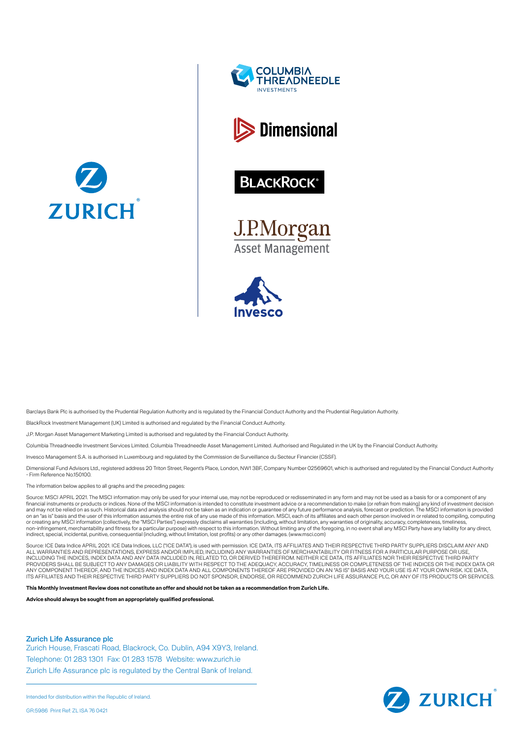Barclays Bank Plc is authorised by the Prudential Regulation Authority and is regulated by the Financial Conduct Authority and the Prudential Regulation Authority.

BlackRock Investment Management (UK) Limited is authorised and regulated by the Financial Conduct Authority.

J.P. Morgan Asset Management Marketing Limited is authorised and regulated by the Financial Conduct Authority.

Columbia Threadneedle Investment Services Limited. Columbia Threadneedle Asset Management Limited. Authorised and Regulated in the UK by the Financial Conduct Authority.

Invesco Management S.A. is authorised in Luxembourg and regulated by the Commission de Surveillance du Secteur Financier (CSSF).

Dimensional Fund Advisors Ltd., registered address 20 Triton Street, Regent's Place, London, NW1 3BF, Company Number 02569601, which is authorised and regulated by the Financial Conduct Authority - Firm Reference No.150100.

The information below applies to all graphs and the preceding pages:

Source: MSCI APRIL 2021. The MSCI information may only be used for your internal use, may not be reproduced or redisseminated in any form and may not be used as a basis for or a component of any financial instruments or products or indices. None of the MSCI information is intended to constitute investment advice or a recommendation to make (or refrain from making) any kind of investment decision and may not be relied on as such. Historical data and analysis should not be taken as an indication or guarantee of any future performance analysis, forecast or prediction. The MSCI information is provided on an "as is" basis and the user of this information assumes the entire risk of any use made of this information. MSCI, each of its affiliates and each other person involved in or related to compiling, computing or creating any MSCI information (collectively, the "MSCI Parties") expressly disclaims all warranties (including, without limitation, any warranties of originality, accuracy, completeness, timeliness, non-infringement, merchantability and fitness for a particular purpose) with respect to this information. Without limiting any of the foregoing, in no event shall any MSCI Party have any liability for any direct, indirect, special, incidental, punitive, consequential (including, without limitation, lost profits) or any other damages. (www.msci.com)

Source: ICE Data Indice APRIL 2021. ICE Data Indices, LLC ("ICE DATA"), is used with permission. ICE DATA, ITS AFFILIATES AND THEIR RESPECTIVE THIRD PARTY SUPPLIERS DISCLAIM ANY AND ALL WARRANTIES AND REPRESENTATIONS, EXPRESS AND/OR IMPLIED, INCLUDING ANY WARRANTIES OF MERCHANTABILITY OR FITNESS FOR A PARTICULAR PURPOSE OR USE, INCLUDING THE INDICES, INDEX DATA AND ANY DATA INCLUDED IN, RELATED TO, OR DERIVED THEREFROM. NEITHER ICE DATA, ITS AFFILIATES NOR THEIR RESPECTIVE THIRD PARTY PROVIDERS SHALL BE SUBJECT TO ANY DAMAGES OR LIABILITY WITH RESPECT TO THE ADEQUACY, ACCURACY, TIMELINESS OR COMPLETENESS OF THE INDICES OR THE INDEX DATA OR ANY COMPONENT THEREOF, AND THE INDICES AND INDEX DATA AND ALL COMPONENTS THEREOF ARE PROVIDED ON AN "AS IS" BASIS AND YOUR USE IS AT YOUR OWN RISK. ICE DATA, ITS AFFILIATES AND THEIR RESPECTIVE THIRD PARTY SUPPLIERS DO NOT SPONSOR, ENDORSE, OR RECOMMEND ZURICH LIFE ASSURANCE PLC, OR ANY OF ITS PRODUCTS OR SERVICES.

**This Monthly Investment Review does not constitute an offer and should not be taken as a recommendation from Zurich Life.**

**Advice should always be sought from an appropriately qualified professional.**

**Zurich Life Assurance plc**

Zurich House, Frascati Road, Blackrock, Co. Dublin, A94 X9Y3, Ireland.

Telephone: 01 283 1301 Fax: 01 283 1578 Website: www.zurich.ie

Zurich Life Assurance plc is regulated by the Central Bank of Ireland.

Intended for distribution within the Republic of Ireland.

GR:5986 Print Ref: ZL ISA 76 0421